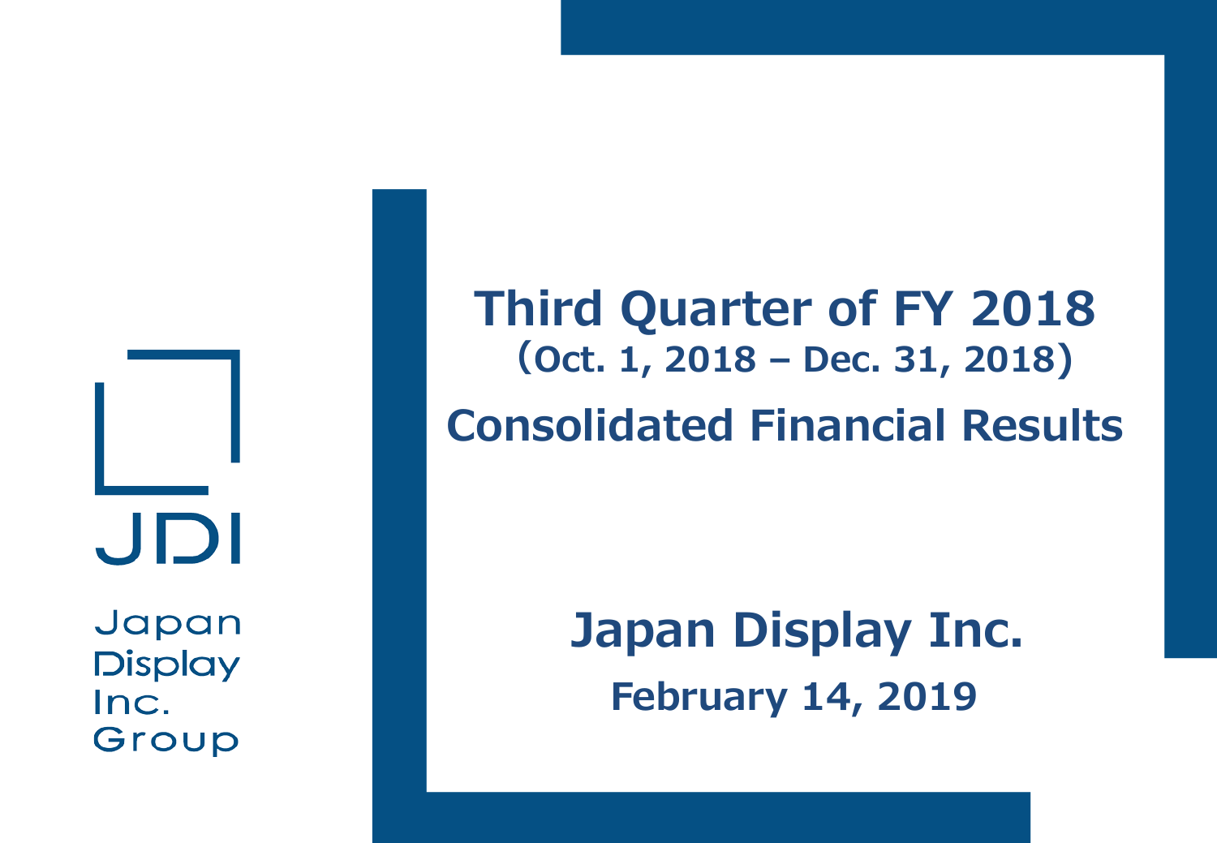JDI

Japan Display Inc. Group

# Third Quarter of FY 2018

(Oct. 1, 2018 – Dec. 31, 2018)

## Consolidated Financial Results

**Japan Display Inc.**

**February 14, 2019**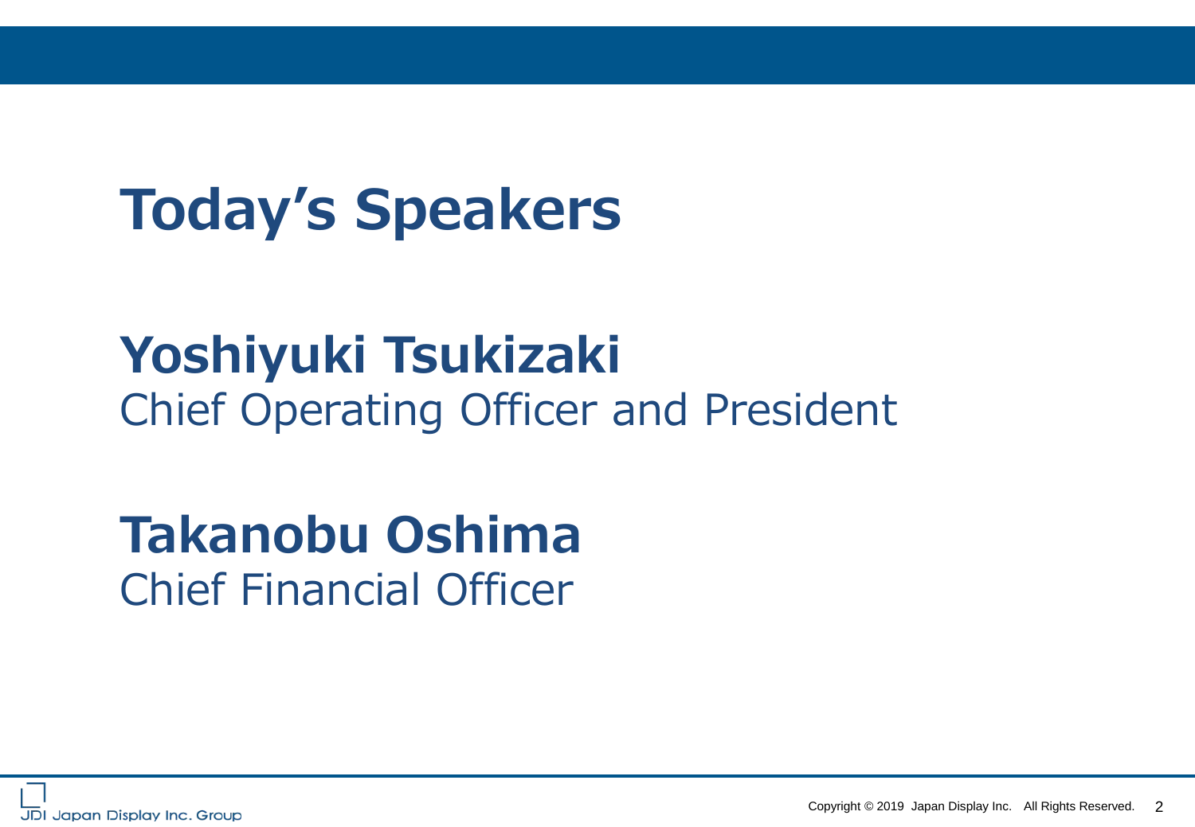# Today's Speakers

**Yoshiyuki Tsukizaki**
Chief Operating Officer and President

**Takanobu Oshima**
Chief Financial Officer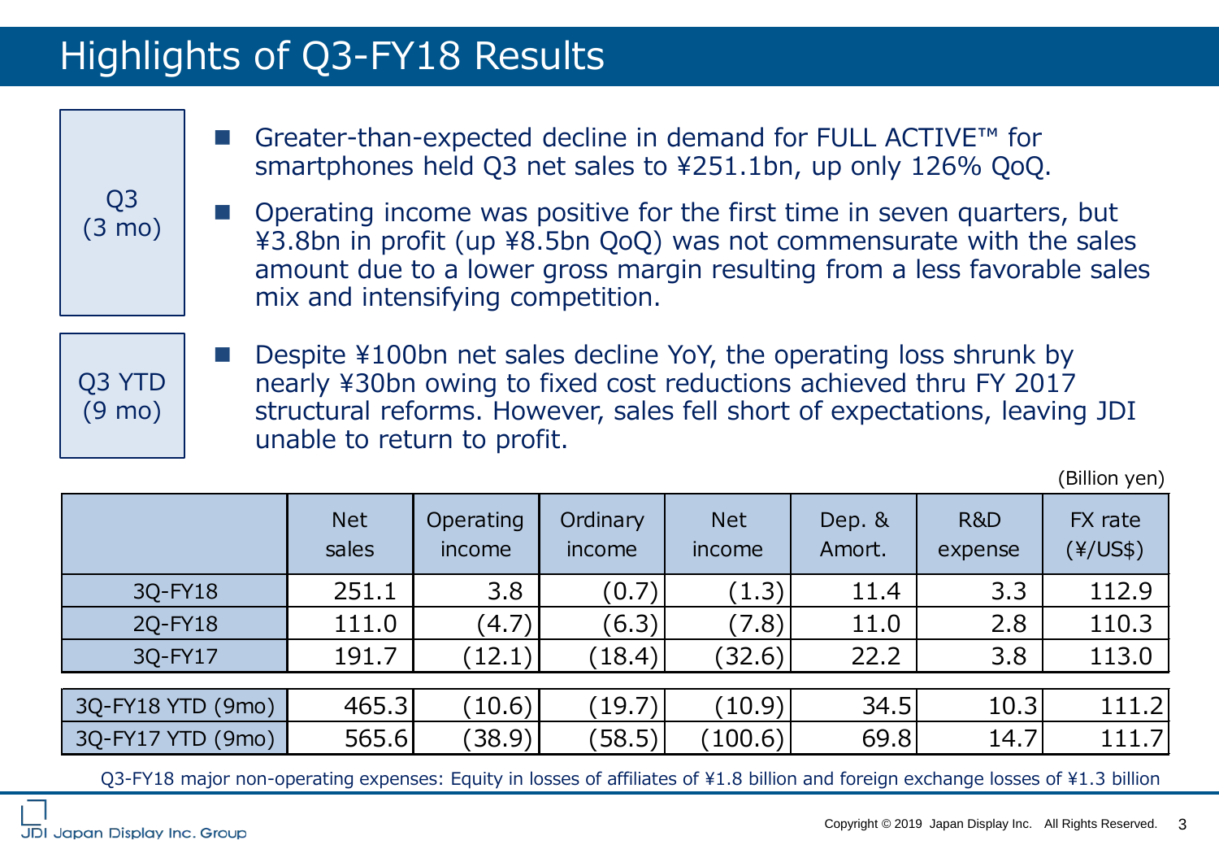# Highlights of Q3-FY18 Results

**Q3 (3 mo)**

- Greater-than-expected decline in demand for FULL ACTIVE™ for smartphones held Q3 net sales to ¥251.1bn, up only 126% QoQ.
- Operating income was positive for the first time in seven quarters, but ¥3.8bn in profit (up ¥8.5bn QoQ) was not commensurate with the sales amount due to a lower gross margin resulting from a less favorable sales mix and intensifying competition.

**Q3 YTD (9 mo)**

- Despite ¥100bn net sales decline YoY, the operating loss shrunk by nearly ¥30bn owing to fixed cost reductions achieved thru FY 2017 structural reforms. However, sales fell short of expectations, leaving JDI unable to return to profit.

(Billion yen)

| | Net sales | Operating income | Ordinary income | Net income | Dep. & Amort. | R&D expense | FX rate (¥/US$) |
|---|---|---|---|---|---|---|---|
| 3Q-FY18 | 251.1 | 3.8 | (0.7) | (1.3) | 11.4 | 3.3 | 112.9 |
| 2Q-FY18 | 111.0 | (4.7) | (6.3) | (7.8) | 11.0 | 2.8 | 110.3 |
| 3Q-FY17 | 191.7 | (12.1) | (18.4) | (32.6) | 22.2 | 3.8 | 113.0 |
| 3Q-FY18 YTD (9mo) | 465.3 | (10.6) | (19.7) | (10.9) | 34.5 | 10.3 | 111.2 |
| 3Q-FY17 YTD (9mo) | 565.6 | (38.9) | (58.5) | (100.6) | 69.8 | 14.7 | 111.7 |

Q3-FY18 major non-operating expenses: Equity in losses of affiliates of ¥1.8 billion and foreign exchange losses of ¥1.3 billion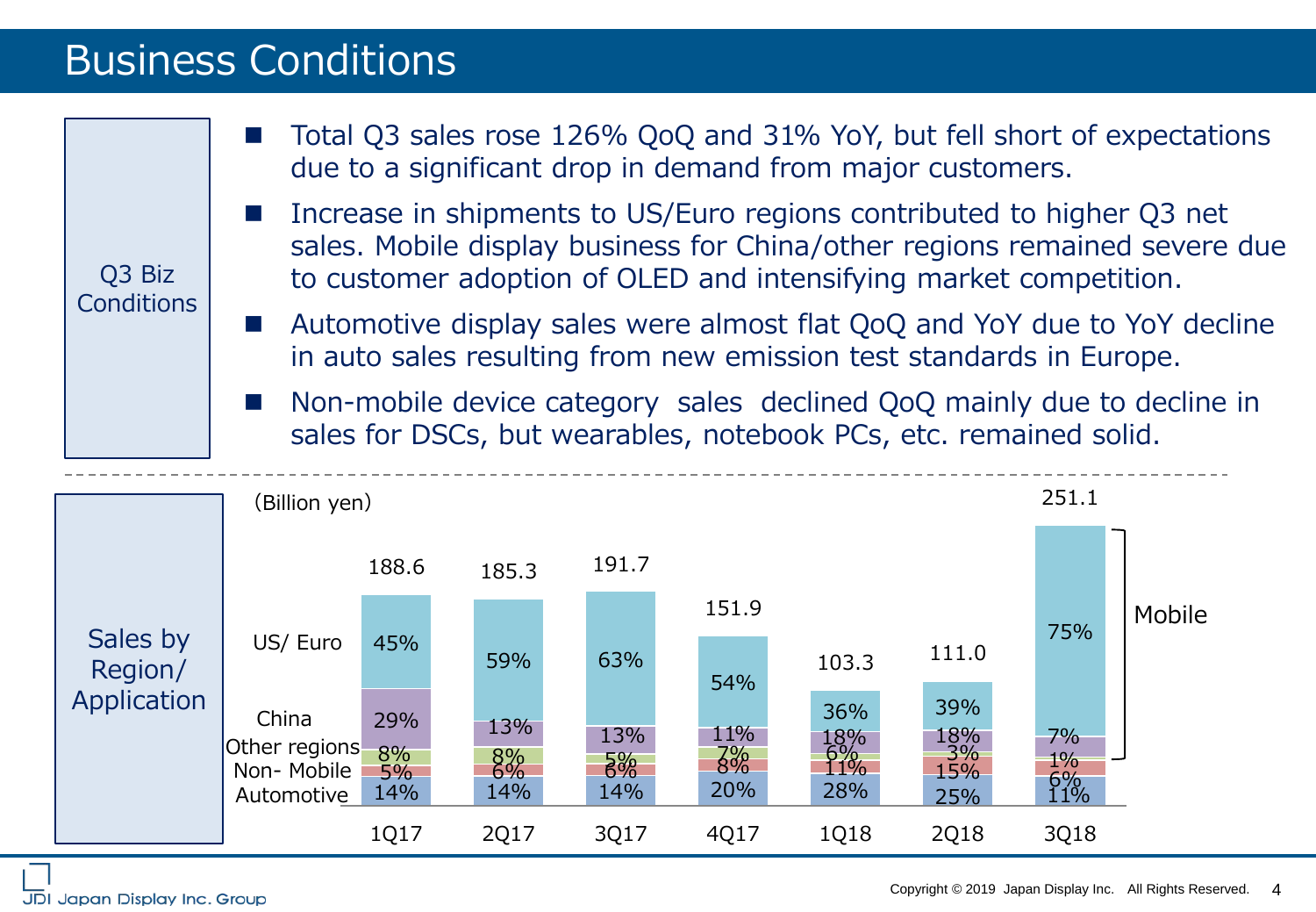# Business Conditions

**Q3 Biz Conditions**

- Total Q3 sales rose 126% QoQ and 31% YoY, but fell short of expectations due to a significant drop in demand from major customers.
- Increase in shipments to US/Euro regions contributed to higher Q3 net sales. Mobile display business for China/other regions remained severe due to customer adoption of OLED and intensifying market competition.
- Automotive display sales were almost flat QoQ and YoY due to YoY decline in auto sales resulting from new emission test standards in Europe.
- Non-mobile device category sales declined QoQ mainly due to decline in sales for DSCs, but wearables, notebook PCs, etc. remained solid.

**Sales by Region/ Application**

(Billion yen)

| | 1Q17 | 2Q17 | 3Q17 | 4Q17 | 1Q18 | 2Q18 | 3Q18 |
|---|---|---|---|---|---|---|---|
| Total | 188.6 | 185.3 | 191.7 | 151.9 | 103.3 | 111.0 | 251.1 |
| US/ Euro (Mobile) | 45% | 59% | 63% | 54% | 36% | 39% | 75% |
| China (Mobile) | 29% | 13% | 13% | 11% | 18% | 18% | 7% |
| Other regions (Mobile) | 8% | 8% | 5% | 7% | 6% | 3% | 1% |
| Non- Mobile | 5% | 6% | 6% | 8% | 11% | 15% | 6% |
| Automotive | 14% | 14% | 14% | 20% | 28% | 25% | 11% |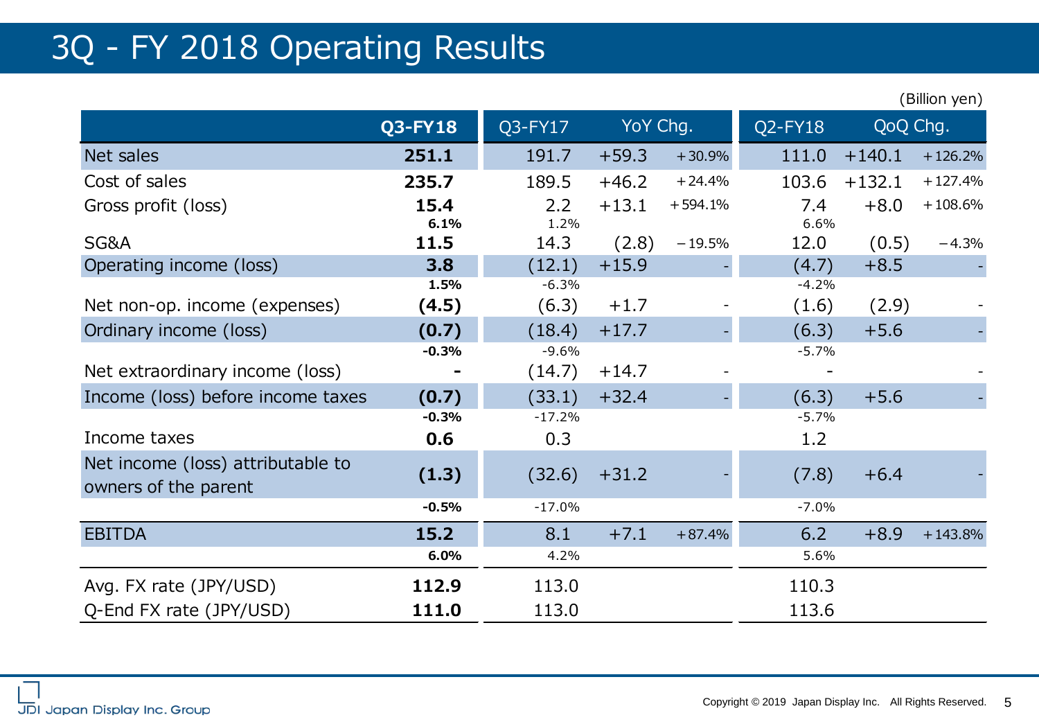# 3Q - FY 2018 Operating Results

(Billion yen)

| | **Q3-FY18** | Q3-FY17 | YoY Chg. | | Q2-FY18 | QoQ Chg. | |
|---|---|---|---|---|---|---|---|
| Net sales | **251.1** | 191.7 | +59.3 | +30.9% | 111.0 | +140.1 | +126.2% |
| Cost of sales | **235.7** | 189.5 | +46.2 | +24.4% | 103.6 | +132.1 | +127.4% |
| Gross profit (loss) | **15.4** | 2.2 | +13.1 | +594.1% | 7.4 | +8.0 | +108.6% |
| | **6.1%** | 1.2% | | | 6.6% | | |
| SG&A | **11.5** | 14.3 | (2.8) | −19.5% | 12.0 | (0.5) | −4.3% |
| Operating income (loss) | **3.8** | (12.1) | +15.9 | - | (4.7) | +8.5 | - |
| | **1.5%** | -6.3% | | | -4.2% | | |
| Net non-op. income (expenses) | **(4.5)** | (6.3) | +1.7 | - | (1.6) | (2.9) | - |
| Ordinary income (loss) | **(0.7)** | (18.4) | +17.7 | - | (6.3) | +5.6 | - |
| | **-0.3%** | -9.6% | | | -5.7% | | |
| Net extraordinary income (loss) | **-** | (14.7) | +14.7 | - | - | | - |
| Income (loss) before income taxes | **(0.7)** | (33.1) | +32.4 | - | (6.3) | +5.6 | - |
| | **-0.3%** | -17.2% | | | -5.7% | | |
| Income taxes | **0.6** | 0.3 | | | 1.2 | | |
| Net income (loss) attributable to owners of the parent | **(1.3)** | (32.6) | +31.2 | - | (7.8) | +6.4 | - |
| | **-0.5%** | -17.0% | | | -7.0% | | |
| EBITDA | **15.2** | 8.1 | +7.1 | +87.4% | 6.2 | +8.9 | +143.8% |
| | **6.0%** | 4.2% | | | 5.6% | | |
| Avg. FX rate (JPY/USD) | **112.9** | 113.0 | | | 110.3 | | |
| Q-End FX rate (JPY/USD) | **111.0** | 113.0 | | | 113.6 | | |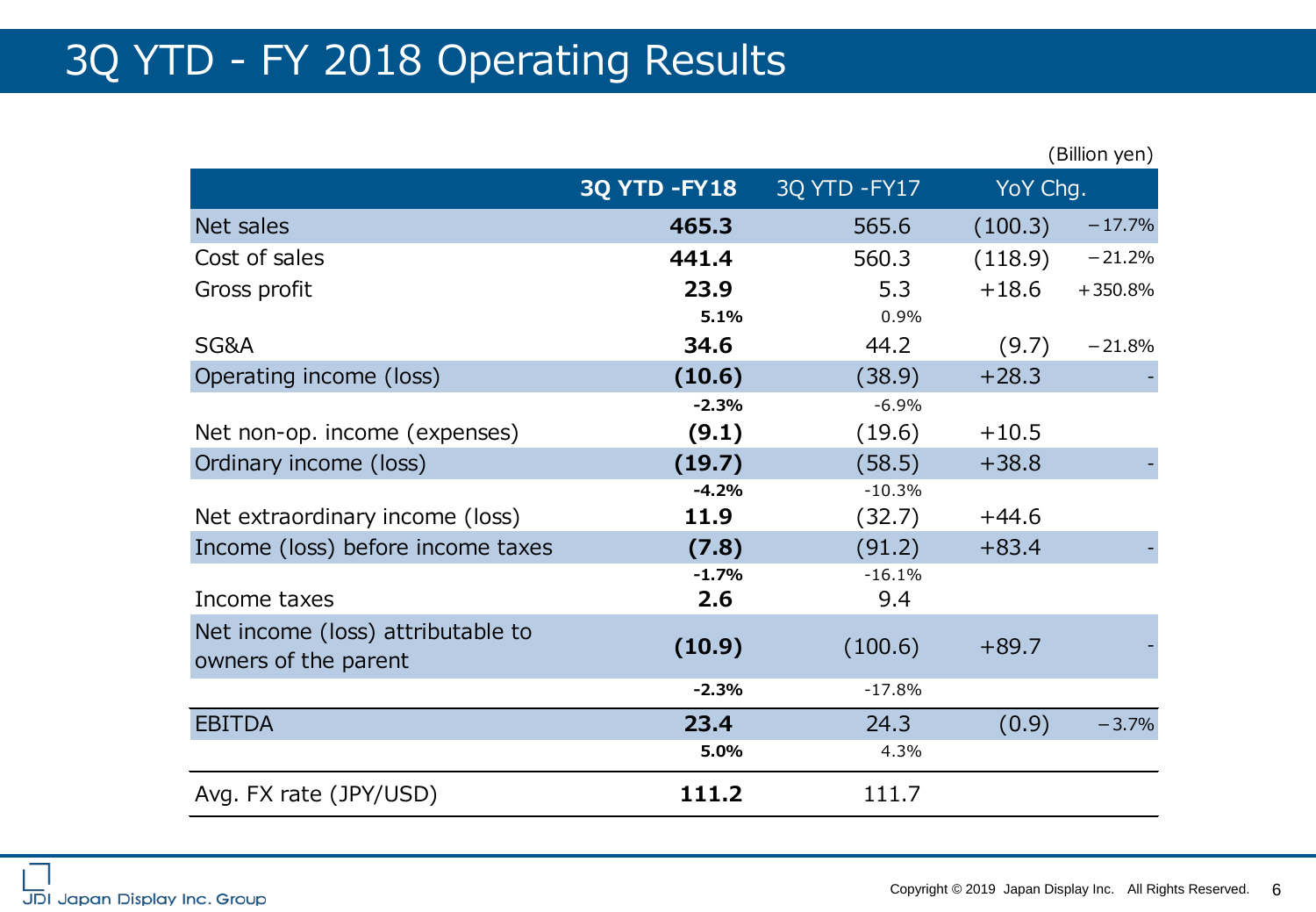# 3Q YTD - FY 2018 Operating Results

(Billion yen)

| | **3Q YTD -FY18** | 3Q YTD -FY17 | YoY Chg. | |
|---|---|---|---|---|
| Net sales | **465.3** | 565.6 | (100.3) | −17.7% |
| Cost of sales | **441.4** | 560.3 | (118.9) | −21.2% |
| Gross profit | **23.9** | 5.3 | +18.6 | +350.8% |
| | **5.1%** | 0.9% | | |
| SG&A | **34.6** | 44.2 | (9.7) | −21.8% |
| Operating income (loss) | **(10.6)** | (38.9) | +28.3 | - |
| | **-2.3%** | -6.9% | | |
| Net non-op. income (expenses) | **(9.1)** | (19.6) | +10.5 | |
| Ordinary income (loss) | **(19.7)** | (58.5) | +38.8 | - |
| | **-4.2%** | -10.3% | | |
| Net extraordinary income (loss) | **11.9** | (32.7) | +44.6 | |
| Income (loss) before income taxes | **(7.8)** | (91.2) | +83.4 | - |
| | **-1.7%** | -16.1% | | |
| Income taxes | **2.6** | 9.4 | | |
| Net income (loss) attributable to owners of the parent | **(10.9)** | (100.6) | +89.7 | - |
| | **-2.3%** | -17.8% | | |
| EBITDA | **23.4** | 24.3 | (0.9) | −3.7% |
| | **5.0%** | 4.3% | | |
| Avg. FX rate (JPY/USD) | **111.2** | 111.7 | | |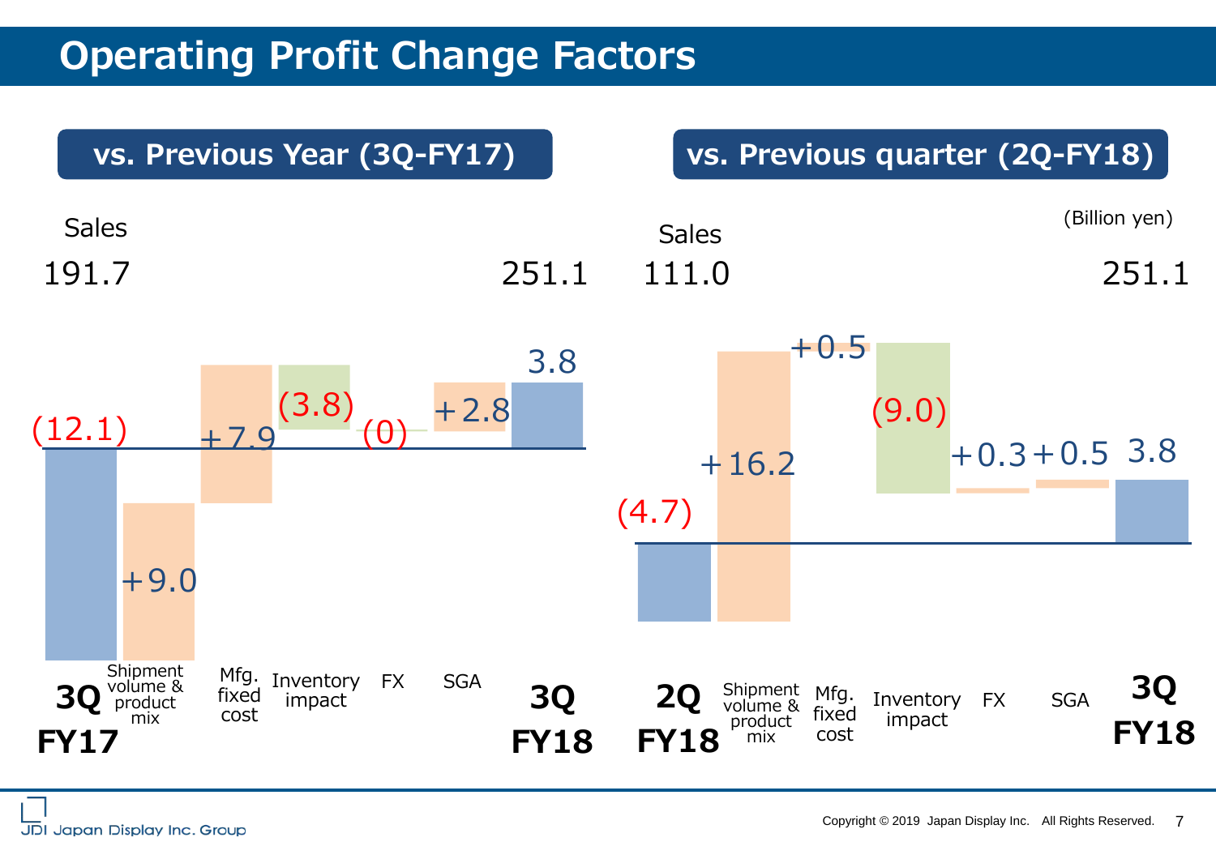# Operating Profit Change Factors

(Billion yen)

## vs. Previous Year (3Q-FY17)

| | 3Q FY17 | Shipment volume & product mix | Mfg. fixed cost | Inventory impact | FX | SGA | 3Q FY18 |
|---|---|---|---|---|---|---|---|
| Sales | 191.7 | | | | | | 251.1 |
| Operating profit / change | (12.1) | +9.0 | +7.9 | (3.8) | (0) | +2.8 | 3.8 |

## vs. Previous quarter (2Q-FY18)

| | 2Q FY18 | Shipment volume & product mix | Mfg. fixed cost | Inventory impact | FX | SGA | 3Q FY18 |
|---|---|---|---|---|---|---|---|
| Sales | 111.0 | | | | | | 251.1 |
| Operating profit / change | (4.7) | +16.2 | +0.5 | (9.0) | +0.3 | +0.5 | 3.8 |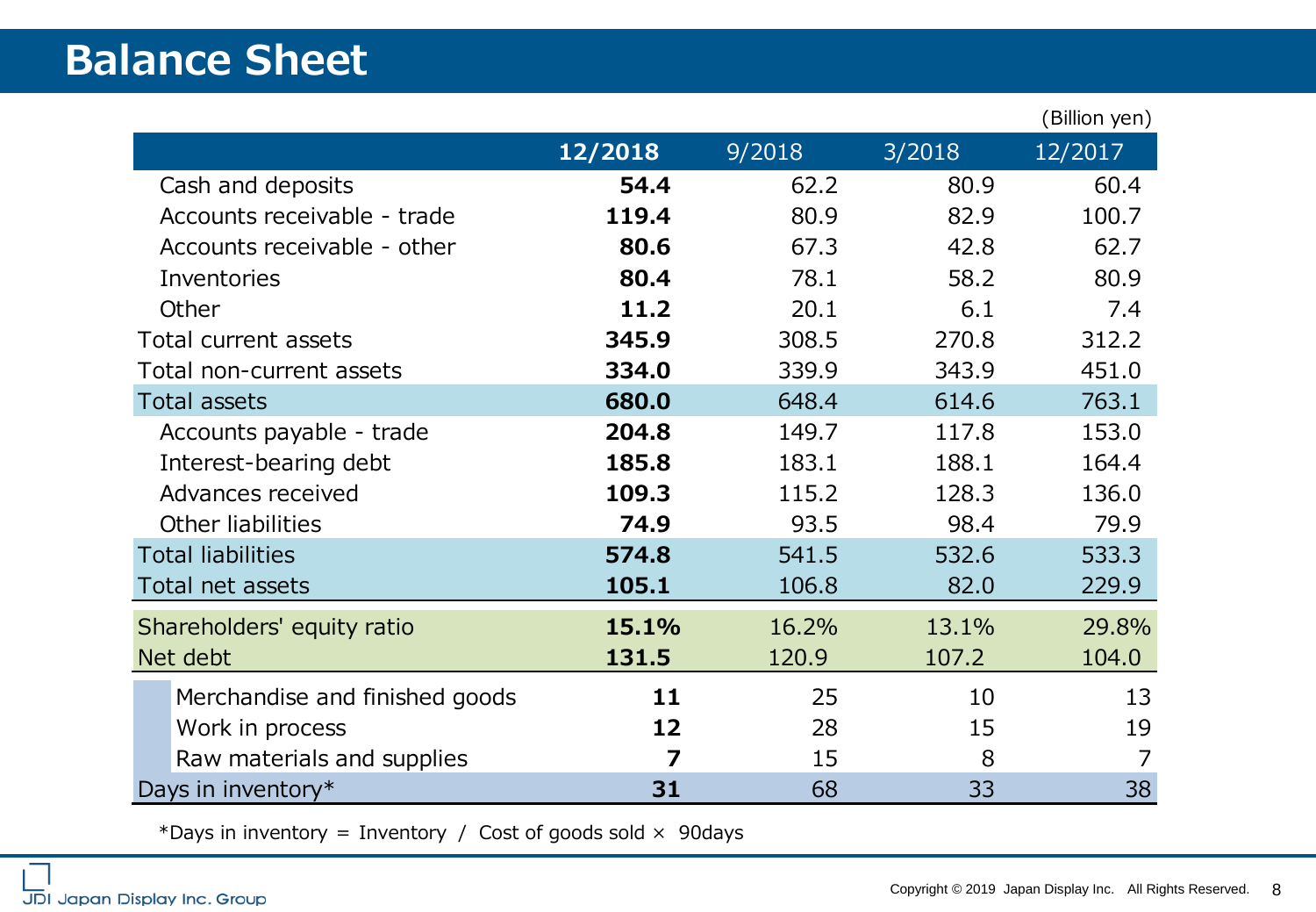# Balance Sheet

(Billion yen)

| | **12/2018** | 9/2018 | 3/2018 | 12/2017 |
|---|---|---|---|---|
| Cash and deposits | **54.4** | 62.2 | 80.9 | 60.4 |
| Accounts receivable - trade | **119.4** | 80.9 | 82.9 | 100.7 |
| Accounts receivable - other | **80.6** | 67.3 | 42.8 | 62.7 |
| Inventories | **80.4** | 78.1 | 58.2 | 80.9 |
| Other | **11.2** | 20.1 | 6.1 | 7.4 |
| Total current assets | **345.9** | 308.5 | 270.8 | 312.2 |
| Total non-current assets | **334.0** | 339.9 | 343.9 | 451.0 |
| Total assets | **680.0** | 648.4 | 614.6 | 763.1 |
| Accounts payable - trade | **204.8** | 149.7 | 117.8 | 153.0 |
| Interest-bearing debt | **185.8** | 183.1 | 188.1 | 164.4 |
| Advances received | **109.3** | 115.2 | 128.3 | 136.0 |
| Other liabilities | **74.9** | 93.5 | 98.4 | 79.9 |
| Total liabilities | **574.8** | 541.5 | 532.6 | 533.3 |
| Total net assets | **105.1** | 106.8 | 82.0 | 229.9 |
| Shareholders' equity ratio | **15.1%** | 16.2% | 13.1% | 29.8% |
| Net debt | **131.5** | 120.9 | 107.2 | 104.0 |
| Merchandise and finished goods | **11** | 25 | 10 | 13 |
| Work in process | **12** | 28 | 15 | 19 |
| Raw materials and supplies | **7** | 15 | 8 | 7 |
| Days in inventory* | **31** | 68 | 33 | 38 |

*Days in inventory = Inventory / Cost of goods sold × 90days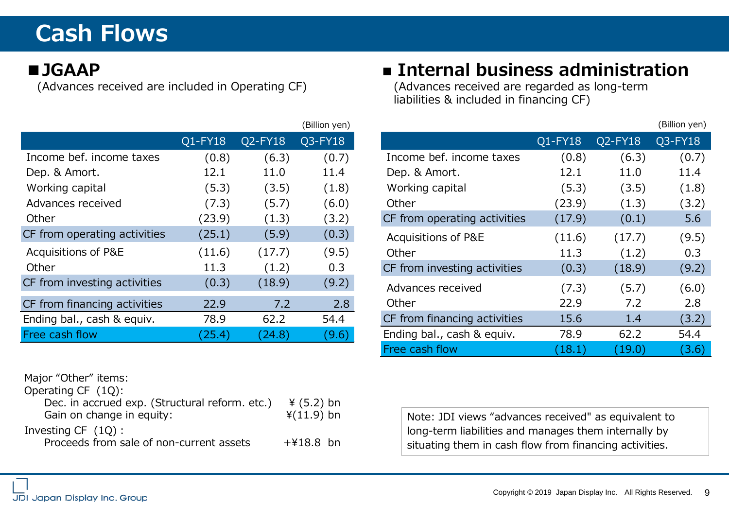# Cash Flows

## ■ JGAAP

(Advances received are included in Operating CF)

(Billion yen)

| | Q1-FY18 | Q2-FY18 | Q3-FY18 |
|---|---|---|---|
| Income bef. income taxes | (0.8) | (6.3) | (0.7) |
| Dep. & Amort. | 12.1 | 11.0 | 11.4 |
| Working capital | (5.3) | (3.5) | (1.8) |
| Advances received | (7.3) | (5.7) | (6.0) |
| Other | (23.9) | (1.3) | (3.2) |
| CF from operating activities | (25.1) | (5.9) | (0.3) |
| Acquisitions of P&E | (11.6) | (17.7) | (9.5) |
| Other | 11.3 | (1.2) | 0.3 |
| CF from investing activities | (0.3) | (18.9) | (9.2) |
| CF from financing activities | 22.9 | 7.2 | 2.8 |
| Ending bal., cash & equiv. | 78.9 | 62.2 | 54.4 |
| Free cash flow | (25.4) | (24.8) | (9.6) |

Major "Other" items:

Operating CF (1Q):

- Dec. in accrued exp. (Structural reform. etc.) ¥ (5.2) bn
- Gain on change in equity: ¥(11.9) bn

Investing CF (1Q) :

- Proceeds from sale of non-current assets +¥18.8 bn

## ■ Internal business administration

(Advances received are regarded as long-term liabilities & included in financing CF)

(Billion yen)

| | Q1-FY18 | Q2-FY18 | Q3-FY18 |
|---|---|---|---|
| Income bef. income taxes | (0.8) | (6.3) | (0.7) |
| Dep. & Amort. | 12.1 | 11.0 | 11.4 |
| Working capital | (5.3) | (3.5) | (1.8) |
| Other | (23.9) | (1.3) | (3.2) |
| CF from operating activities | (17.9) | (0.1) | 5.6 |
| Acquisitions of P&E | (11.6) | (17.7) | (9.5) |
| Other | 11.3 | (1.2) | 0.3 |
| CF from investing activities | (0.3) | (18.9) | (9.2) |
| Advances received | (7.3) | (5.7) | (6.0) |
| Other | 22.9 | 7.2 | 2.8 |
| CF from financing activities | 15.6 | 1.4 | (3.2) |
| Ending bal., cash & equiv. | 78.9 | 62.2 | 54.4 |
| Free cash flow | (18.1) | (19.0) | (3.6) |

Note: JDI views "advances received" as equivalent to long-term liabilities and manages them internally by situating them in cash flow from financing activities.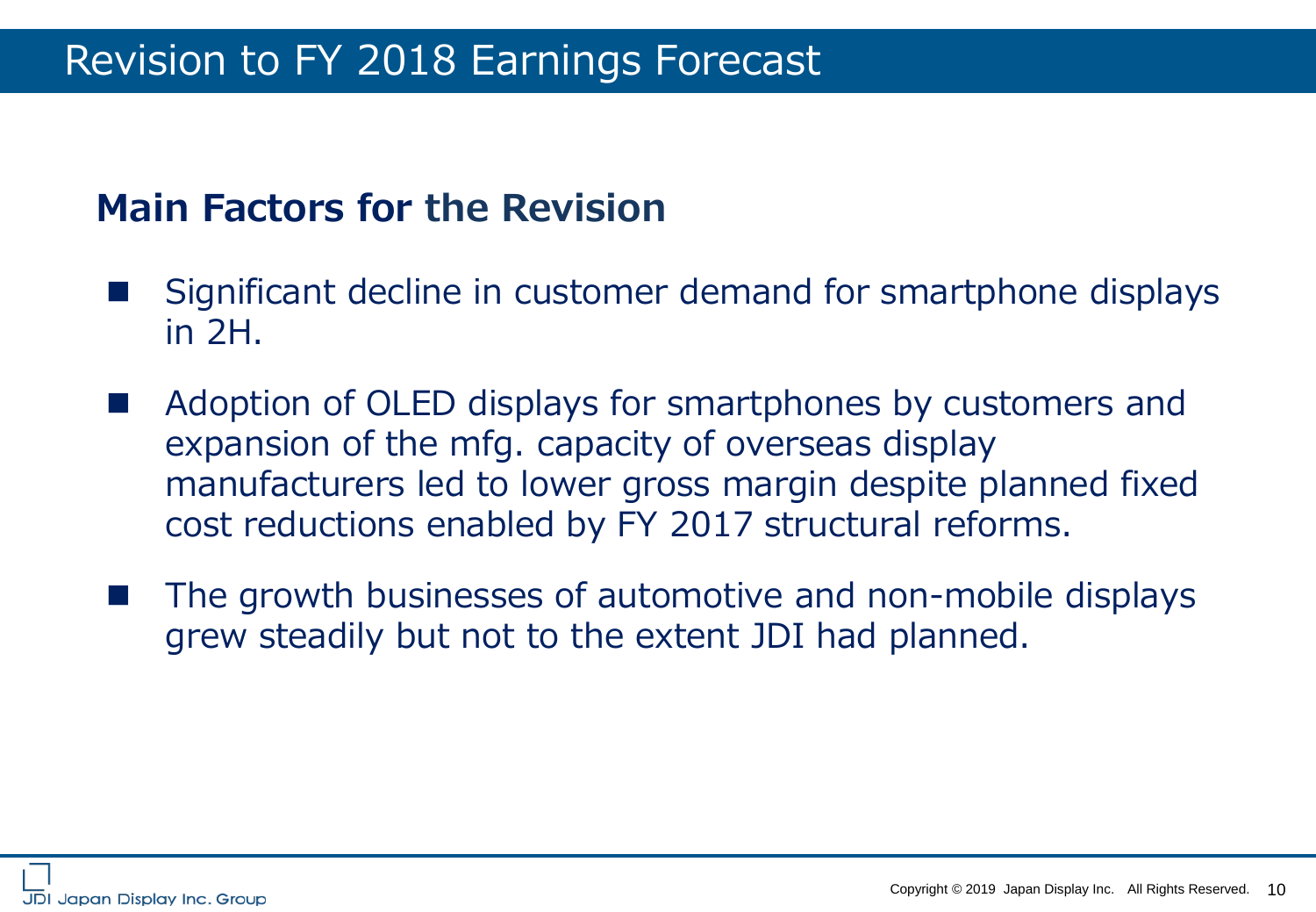# Revision to FY 2018 Earnings Forecast

## Main Factors for the Revision

- Significant decline in customer demand for smartphone displays in 2H.
- Adoption of OLED displays for smartphones by customers and expansion of the mfg. capacity of overseas display manufacturers led to lower gross margin despite planned fixed cost reductions enabled by FY 2017 structural reforms.
- The growth businesses of automotive and non-mobile displays grew steadily but not to the extent JDI had planned.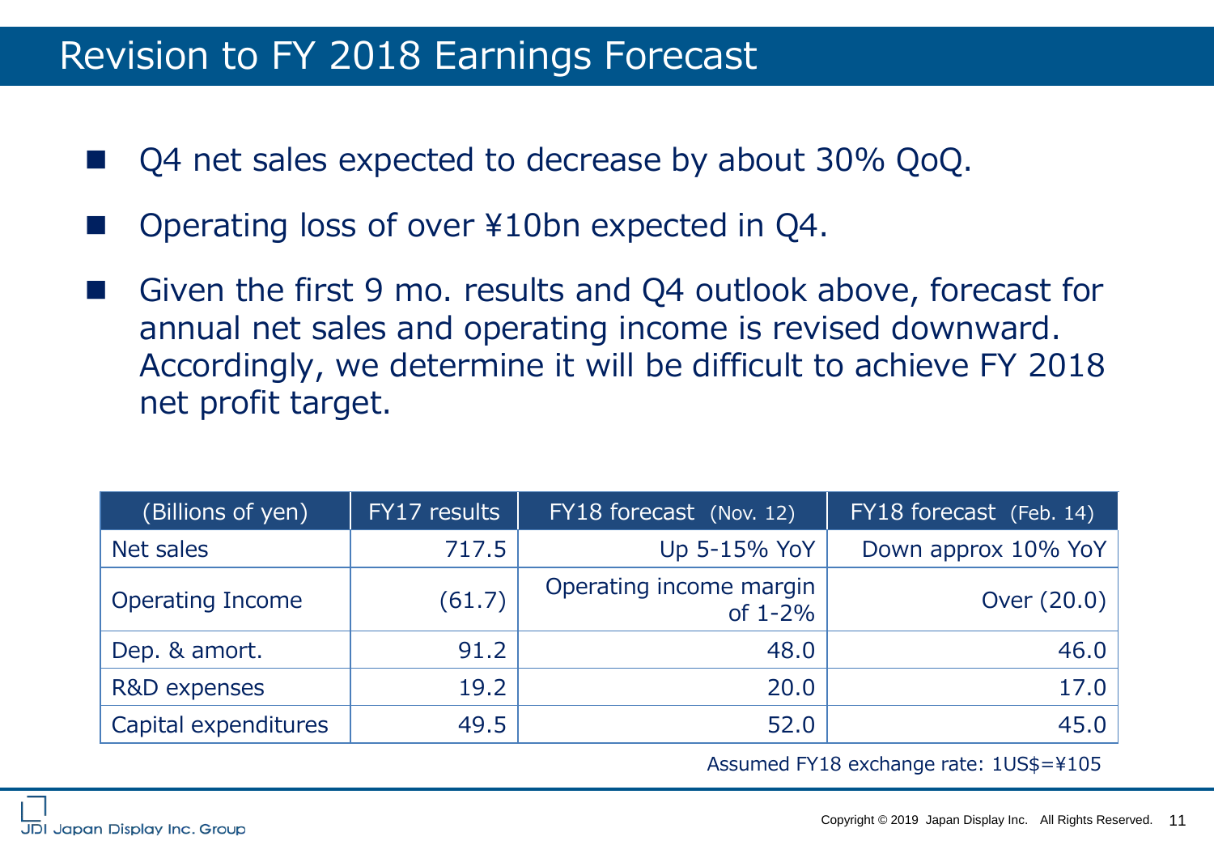# Revision to FY 2018 Earnings Forecast

- Q4 net sales expected to decrease by about 30% QoQ.
- Operating loss of over ¥10bn expected in Q4.
- Given the first 9 mo. results and Q4 outlook above, forecast for annual net sales and operating income is revised downward. Accordingly, we determine it will be difficult to achieve FY 2018 net profit target.

| (Billions of yen) | FY17 results | FY18 forecast (Nov. 12) | FY18 forecast (Feb. 14) |
|---|---|---|---|
| Net sales | 717.5 | Up 5-15% YoY | Down approx 10% YoY |
| Operating Income | (61.7) | Operating income margin of 1-2% | Over (20.0) |
| Dep. & amort. | 91.2 | 48.0 | 46.0 |
| R&D expenses | 19.2 | 20.0 | 17.0 |
| Capital expenditures | 49.5 | 52.0 | 45.0 |

Assumed FY18 exchange rate: 1US$=¥105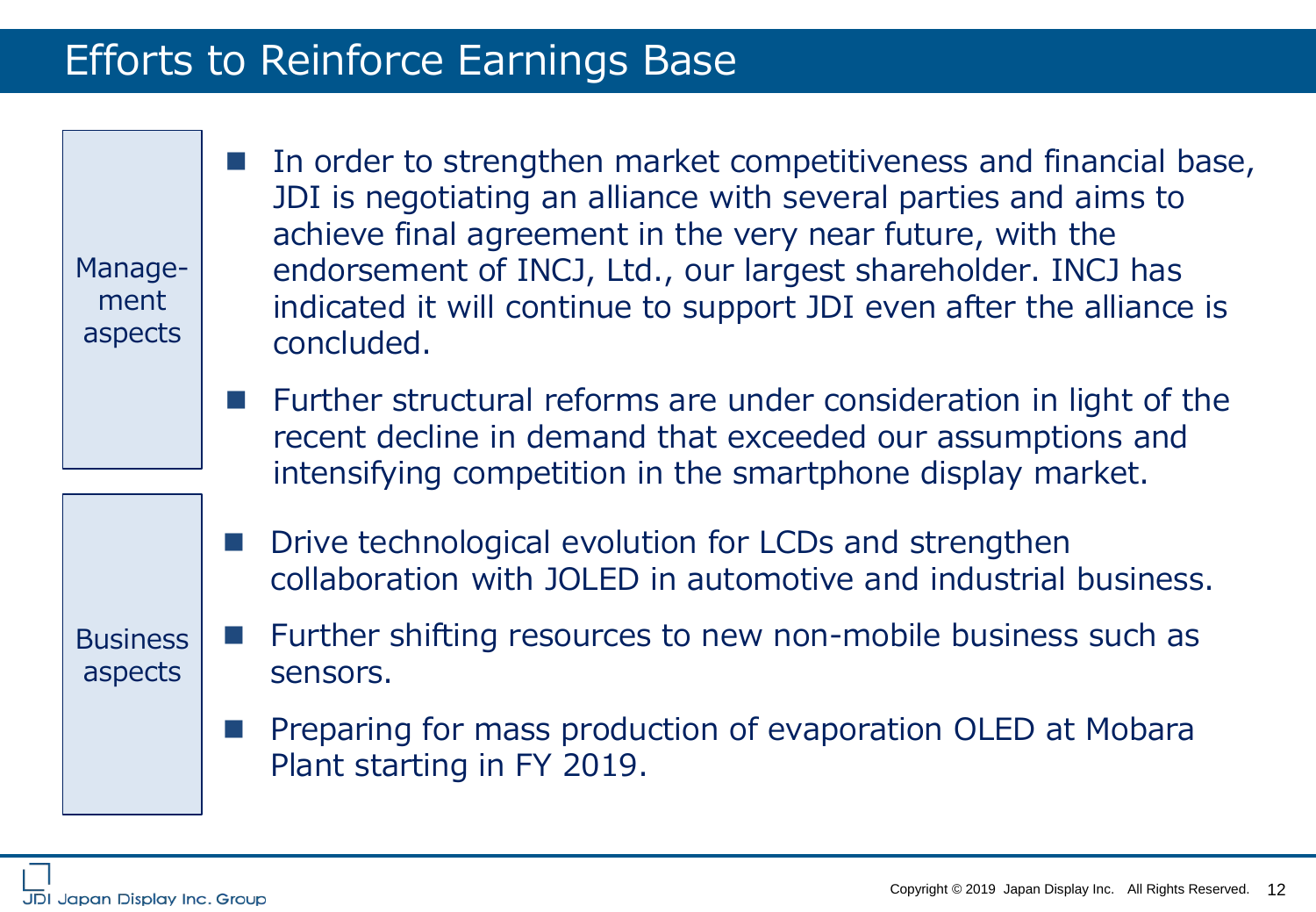# Efforts to Reinforce Earnings Base

## Management aspects

- In order to strengthen market competitiveness and financial base, JDI is negotiating an alliance with several parties and aims to achieve final agreement in the very near future, with the endorsement of INCJ, Ltd., our largest shareholder. INCJ has indicated it will continue to support JDI even after the alliance is concluded.
- Further structural reforms are under consideration in light of the recent decline in demand that exceeded our assumptions and intensifying competition in the smartphone display market.

## Business aspects

- Drive technological evolution for LCDs and strengthen collaboration with JOLED in automotive and industrial business.
- Further shifting resources to new non-mobile business such as sensors.
- Preparing for mass production of evaporation OLED at Mobara Plant starting in FY 2019.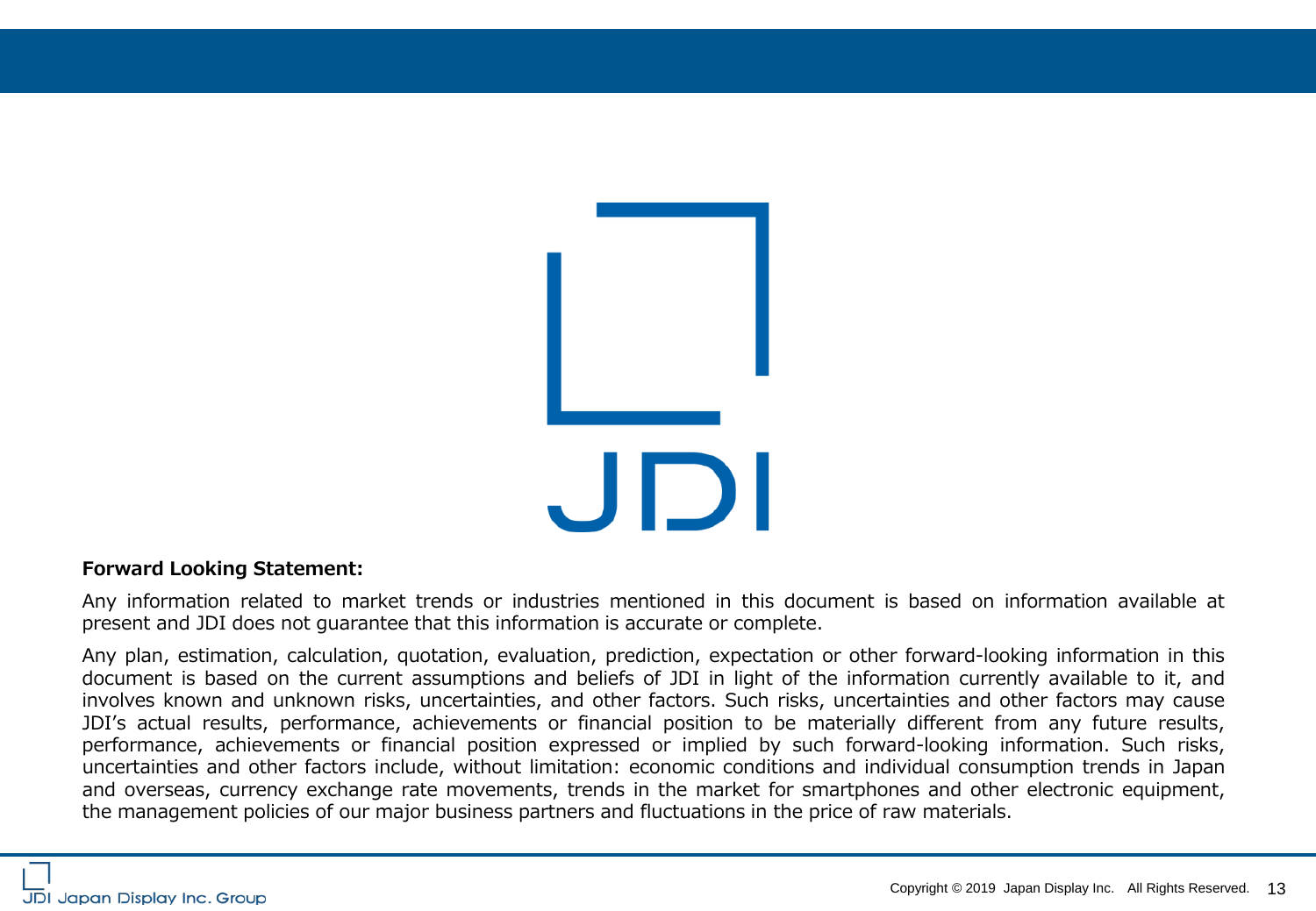JDI

**Forward Looking Statement:**

Any information related to market trends or industries mentioned in this document is based on information available at present and JDI does not guarantee that this information is accurate or complete.

Any plan, estimation, calculation, quotation, evaluation, prediction, expectation or other forward-looking information in this document is based on the current assumptions and beliefs of JDI in light of the information currently available to it, and involves known and unknown risks, uncertainties, and other factors. Such risks, uncertainties and other factors may cause JDI's actual results, performance, achievements or financial position to be materially different from any future results, performance, achievements or financial position expressed or implied by such forward-looking information. Such risks, uncertainties and other factors include, without limitation: economic conditions and individual consumption trends in Japan and overseas, currency exchange rate movements, trends in the market for smartphones and other electronic equipment, the management policies of our major business partners and fluctuations in the price of raw materials.